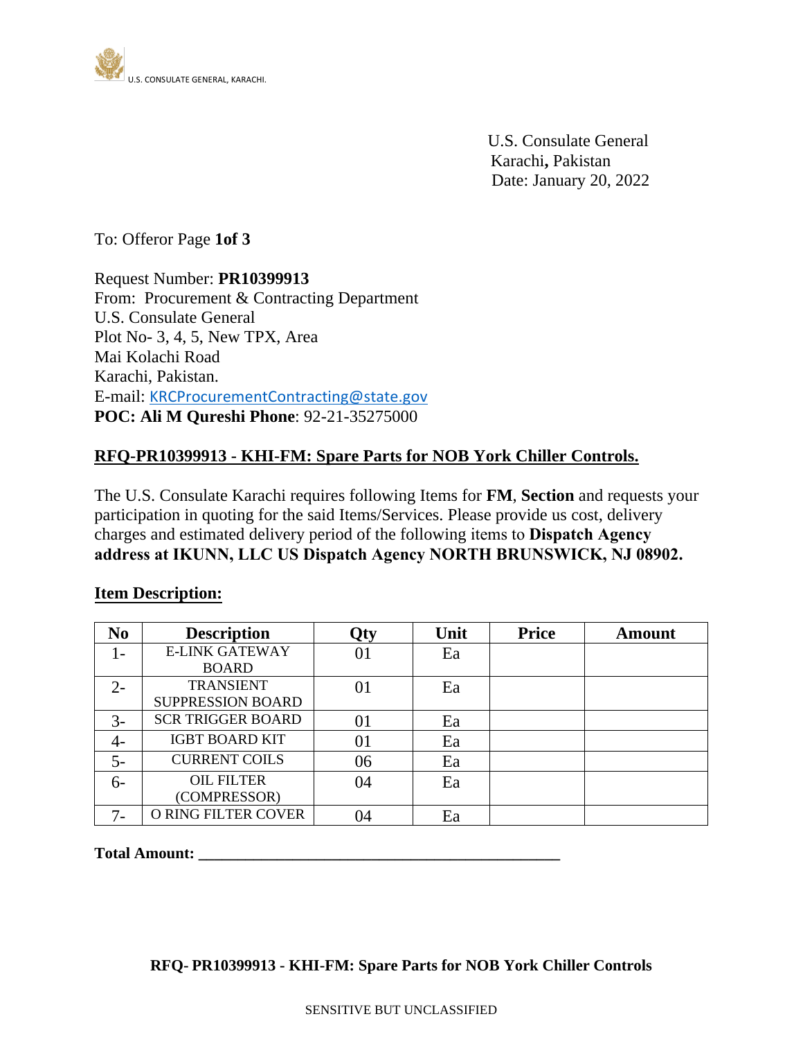U.S. CONSULATE GENERAL, KARACHI.

U.S. Consulate General
Karachi**,** Pakistan
Date: January 20, 2022

To: Offeror Page **1of 3**

Request Number: **PR10399913**
From: Procurement & Contracting Department
U.S. Consulate General
Plot No- 3, 4, 5, New TPX, Area
Mai Kolachi Road
Karachi, Pakistan.
E-mail: KRCProcurementContracting@state.gov
**POC: Ali M Qureshi Phone**: 92-21-35275000

## RFQ-PR10399913 - KHI-FM: Spare Parts for NOB York Chiller Controls.

The U.S. Consulate Karachi requires following Items for **FM**, **Section** and requests your participation in quoting for the said Items/Services. Please provide us cost, delivery charges and estimated delivery period of the following items to **Dispatch Agency address at IKUNN, LLC US Dispatch Agency NORTH BRUNSWICK, NJ 08902.**

**Item Description:**

| No | Description | Qty | Unit | Price | Amount |
|---|---|---|---|---|---|
| 1- | E-LINK GATEWAY BOARD | 01 | Ea | | |
| 2- | TRANSIENT SUPPRESSION BOARD | 01 | Ea | | |
| 3- | SCR TRIGGER BOARD | 01 | Ea | | |
| 4- | IGBT BOARD KIT | 01 | Ea | | |
| 5- | CURRENT COILS | 06 | Ea | | |
| 6- | OIL FILTER (COMPRESSOR) | 04 | Ea | | |
| 7- | O RING FILTER COVER | 04 | Ea | | |

**Total Amount: ______________________________________________**

SENSITIVE BUT UNCLASSIFIED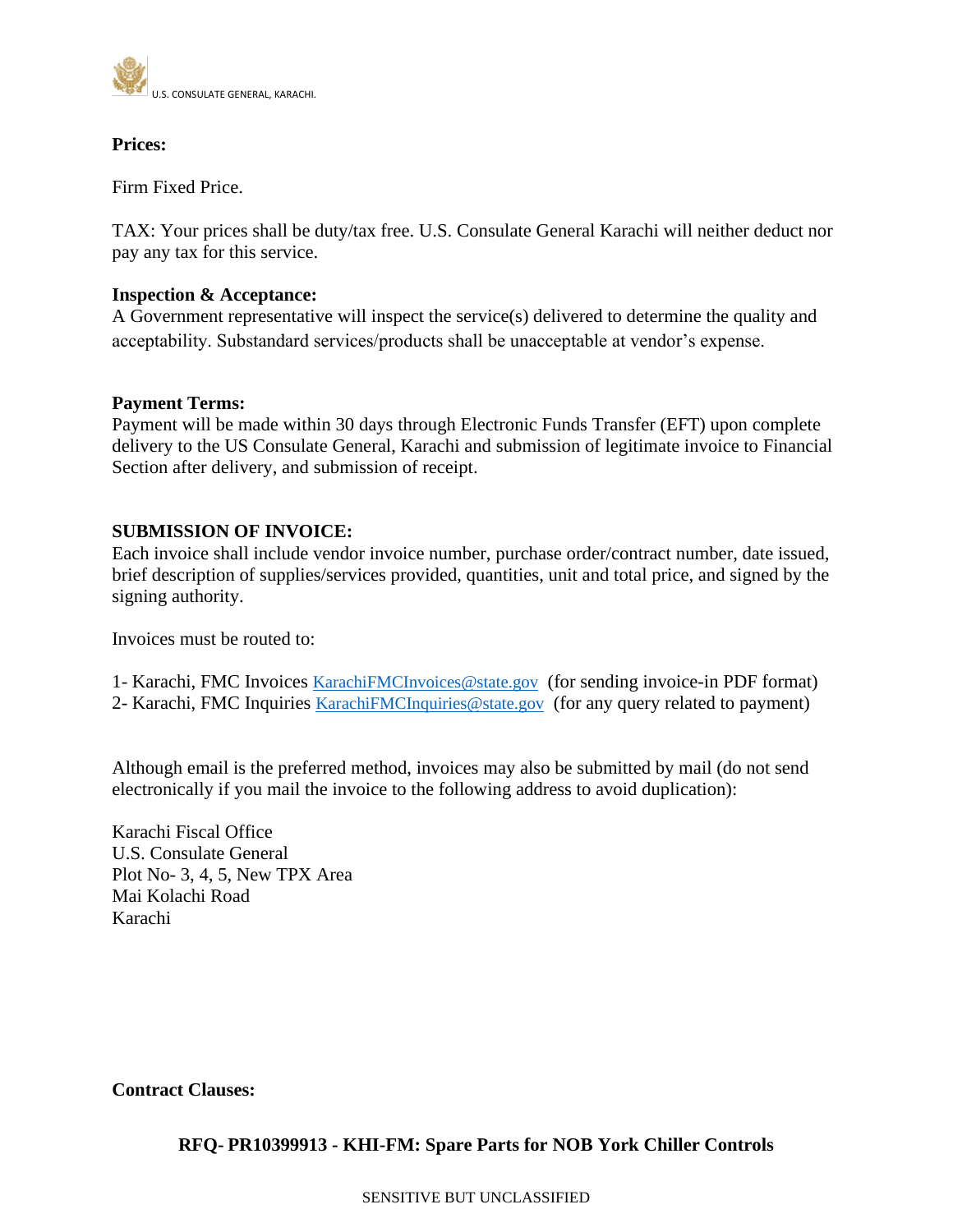**Prices:**

Firm Fixed Price.

TAX: Your prices shall be duty/tax free. U.S. Consulate General Karachi will neither deduct nor pay any tax for this service.

**Inspection & Acceptance:**
A Government representative will inspect the service(s) delivered to determine the quality and acceptability. Substandard services/products shall be unacceptable at vendor's expense.

**Payment Terms:**
Payment will be made within 30 days through Electronic Funds Transfer (EFT) upon complete delivery to the US Consulate General, Karachi and submission of legitimate invoice to Financial Section after delivery, and submission of receipt.

**SUBMISSION OF INVOICE:**
Each invoice shall include vendor invoice number, purchase order/contract number, date issued, brief description of supplies/services provided, quantities, unit and total price, and signed by the signing authority.

Invoices must be routed to:

1- Karachi, FMC Invoices KarachiFMCInvoices@state.gov (for sending invoice-in PDF format)
2- Karachi, FMC Inquiries KarachiFMCInquiries@state.gov (for any query related to payment)

Although email is the preferred method, invoices may also be submitted by mail (do not send electronically if you mail the invoice to the following address to avoid duplication):

Karachi Fiscal Office
U.S. Consulate General
Plot No- 3, 4, 5, New TPX Area
Mai Kolachi Road
Karachi

**Contract Clauses:**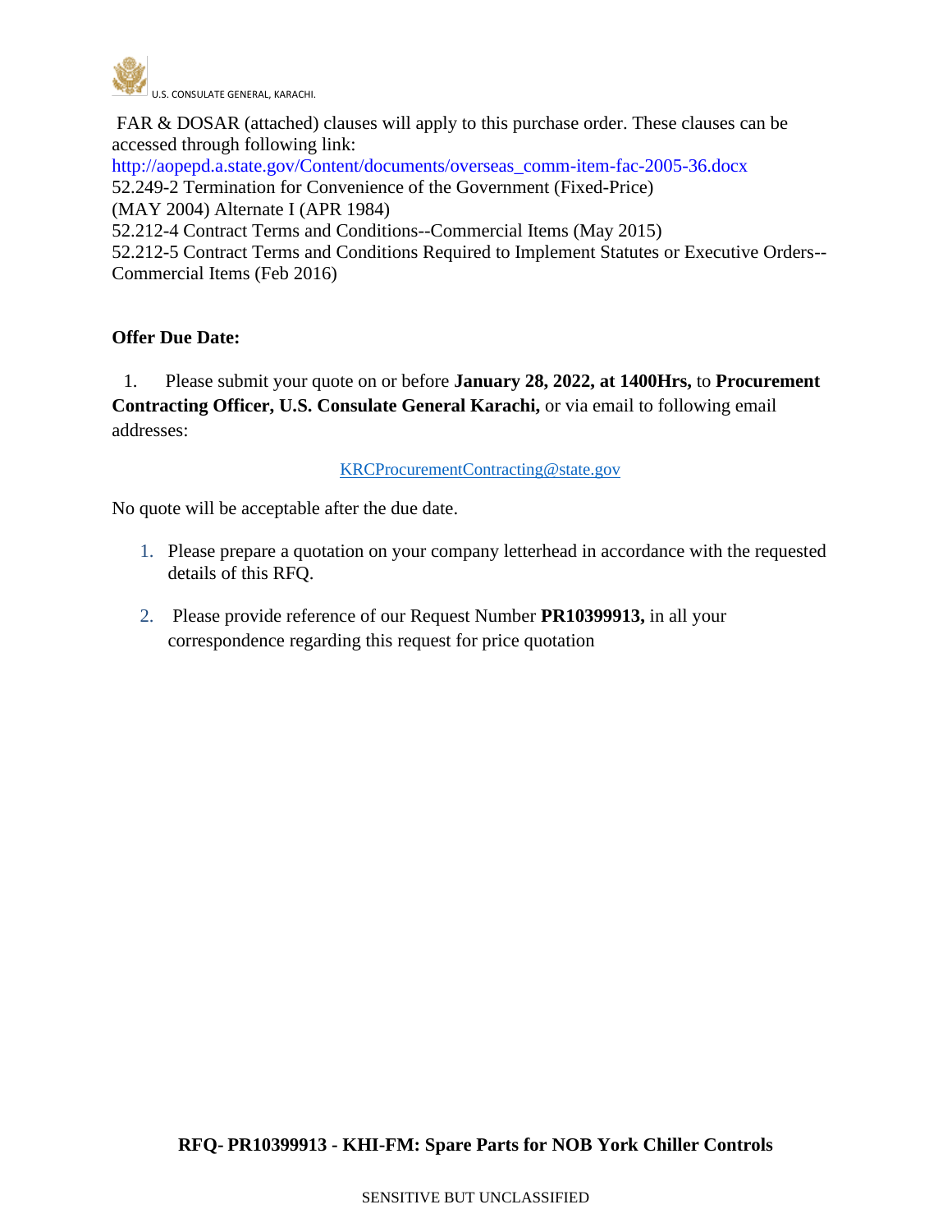FAR & DOSAR (attached) clauses will apply to this purchase order. These clauses can be accessed through following link:
http://aopepd.a.state.gov/Content/documents/overseas_comm-item-fac-2005-36.docx
52.249-2 Termination for Convenience of the Government (Fixed-Price)
(MAY 2004) Alternate I (APR 1984)
52.212-4 Contract Terms and Conditions--Commercial Items (May 2015)
52.212-5 Contract Terms and Conditions Required to Implement Statutes or Executive Orders--Commercial Items (Feb 2016)

**Offer Due Date:**

1. Please submit your quote on or before **January 28, 2022, at 1400Hrs,** to **Procurement Contracting Officer, U.S. Consulate General Karachi,** or via email to following email addresses:

KRCProcurementContracting@state.gov

No quote will be acceptable after the due date.

1. Please prepare a quotation on your company letterhead in accordance with the requested details of this RFQ.
2. Please provide reference of our Request Number **PR10399913,** in all your correspondence regarding this request for price quotation